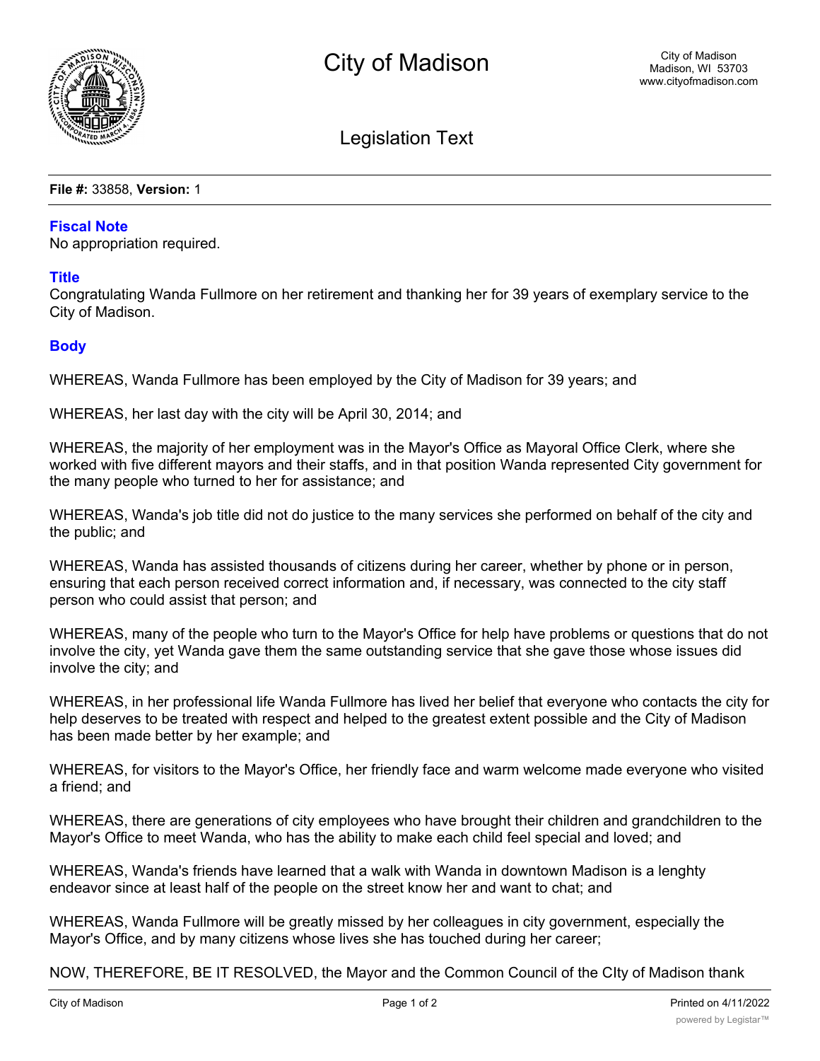# City of Madison

City of Madison
Madison, WI 53703
www.cityofmadison.com

## Legislation Text

**File #:** 33858, **Version:** 1

### Fiscal Note

No appropriation required.

### Title

Congratulating Wanda Fullmore on her retirement and thanking her for 39 years of exemplary service to the City of Madison.

### Body

WHEREAS, Wanda Fullmore has been employed by the City of Madison for 39 years; and

WHEREAS, her last day with the city will be April 30, 2014; and

WHEREAS, the majority of her employment was in the Mayor's Office as Mayoral Office Clerk, where she worked with five different mayors and their staffs, and in that position Wanda represented City government for the many people who turned to her for assistance; and

WHEREAS, Wanda's job title did not do justice to the many services she performed on behalf of the city and the public; and

WHEREAS, Wanda has assisted thousands of citizens during her career, whether by phone or in person, ensuring that each person received correct information and, if necessary, was connected to the city staff person who could assist that person; and

WHEREAS, many of the people who turn to the Mayor's Office for help have problems or questions that do not involve the city, yet Wanda gave them the same outstanding service that she gave those whose issues did involve the city; and

WHEREAS, in her professional life Wanda Fullmore has lived her belief that everyone who contacts the city for help deserves to be treated with respect and helped to the greatest extent possible and the City of Madison has been made better by her example; and

WHEREAS, for visitors to the Mayor's Office, her friendly face and warm welcome made everyone who visited a friend; and

WHEREAS, there are generations of city employees who have brought their children and grandchildren to the Mayor's Office to meet Wanda, who has the ability to make each child feel special and loved; and

WHEREAS, Wanda's friends have learned that a walk with Wanda in downtown Madison is a lenghty endeavor since at least half of the people on the street know her and want to chat; and

WHEREAS, Wanda Fullmore will be greatly missed by her colleagues in city government, especially the Mayor's Office, and by many citizens whose lives she has touched during her career;

NOW, THEREFORE, BE IT RESOLVED, the Mayor and the Common Council of the CIty of Madison thank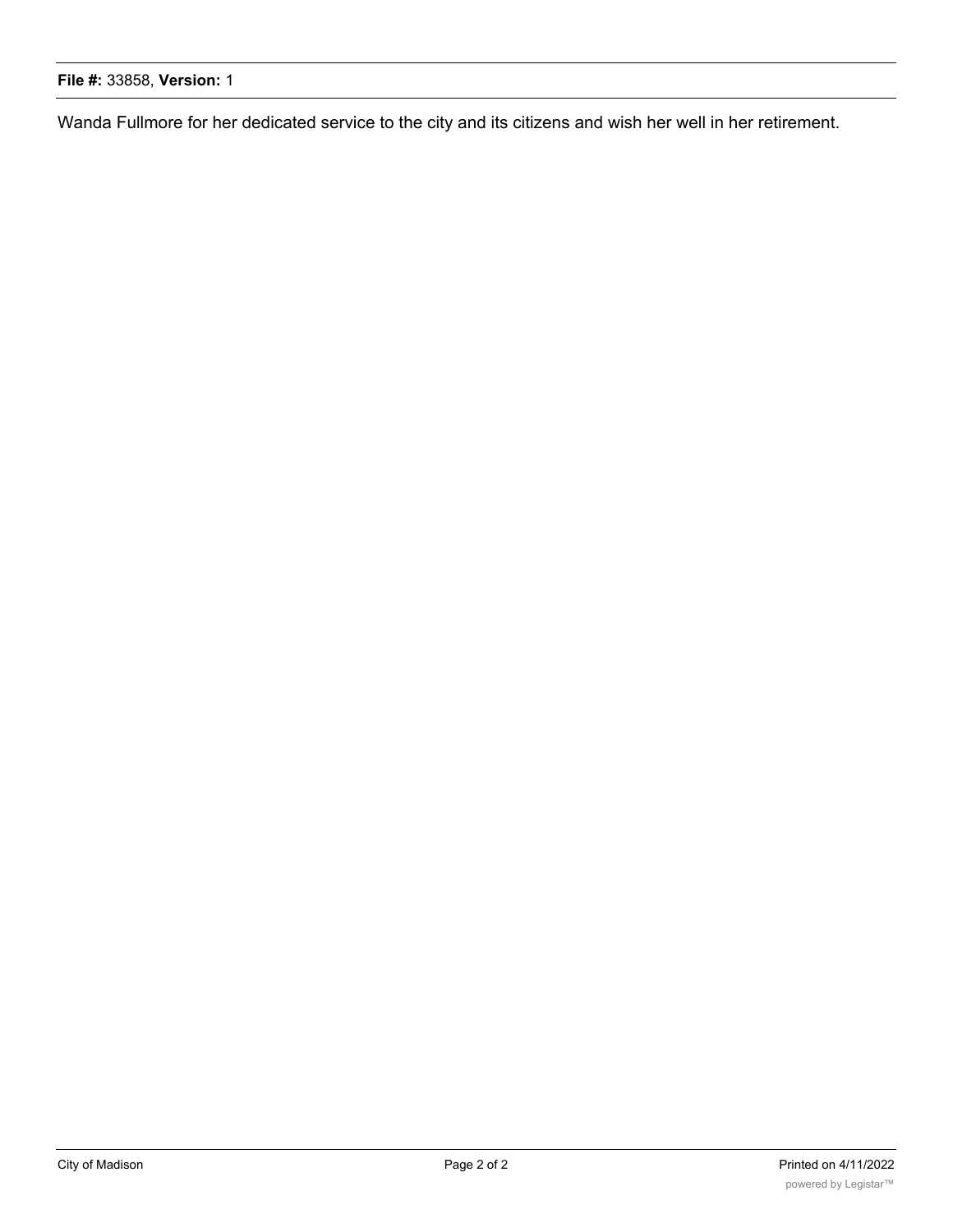Wanda Fullmore for her dedicated service to the city and its citizens and wish her well in her retirement.